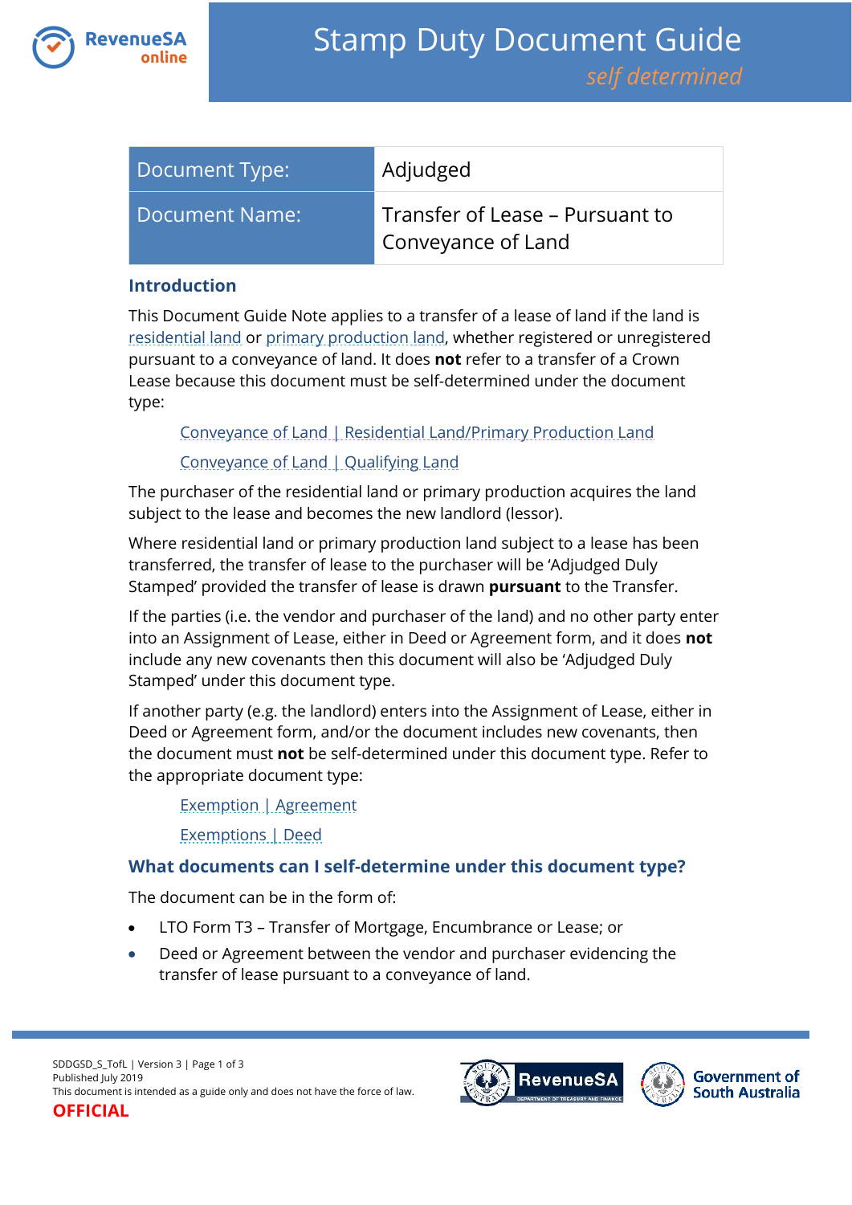# Stamp Duty Document Guide

*self determined*

| Document Type: | Adjudged |
|---|---|
| Document Name: | Transfer of Lease – Pursuant to Conveyance of Land |

## Introduction

This Document Guide Note applies to a transfer of a lease of land if the land is residential land or primary production land, whether registered or unregistered pursuant to a conveyance of land. It does **not** refer to a transfer of a Crown Lease because this document must be self-determined under the document type:

> Conveyance of Land | Residential Land/Primary Production Land
>
> Conveyance of Land | Qualifying Land

The purchaser of the residential land or primary production acquires the land subject to the lease and becomes the new landlord (lessor).

Where residential land or primary production land subject to a lease has been transferred, the transfer of lease to the purchaser will be 'Adjudged Duly Stamped' provided the transfer of lease is drawn **pursuant** to the Transfer.

If the parties (i.e. the vendor and purchaser of the land) and no other party enter into an Assignment of Lease, either in Deed or Agreement form, and it does **not** include any new covenants then this document will also be 'Adjudged Duly Stamped' under this document type.

If another party (e.g. the landlord) enters into the Assignment of Lease, either in Deed or Agreement form, and/or the document includes new covenants, then the document must **not** be self-determined under this document type. Refer to the appropriate document type:

> Exemption | Agreement
>
> Exemptions | Deed

## What documents can I self-determine under this document type?

The document can be in the form of:

- LTO Form T3 – Transfer of Mortgage, Encumbrance or Lease; or
- Deed or Agreement between the vendor and purchaser evidencing the transfer of lease pursuant to a conveyance of land.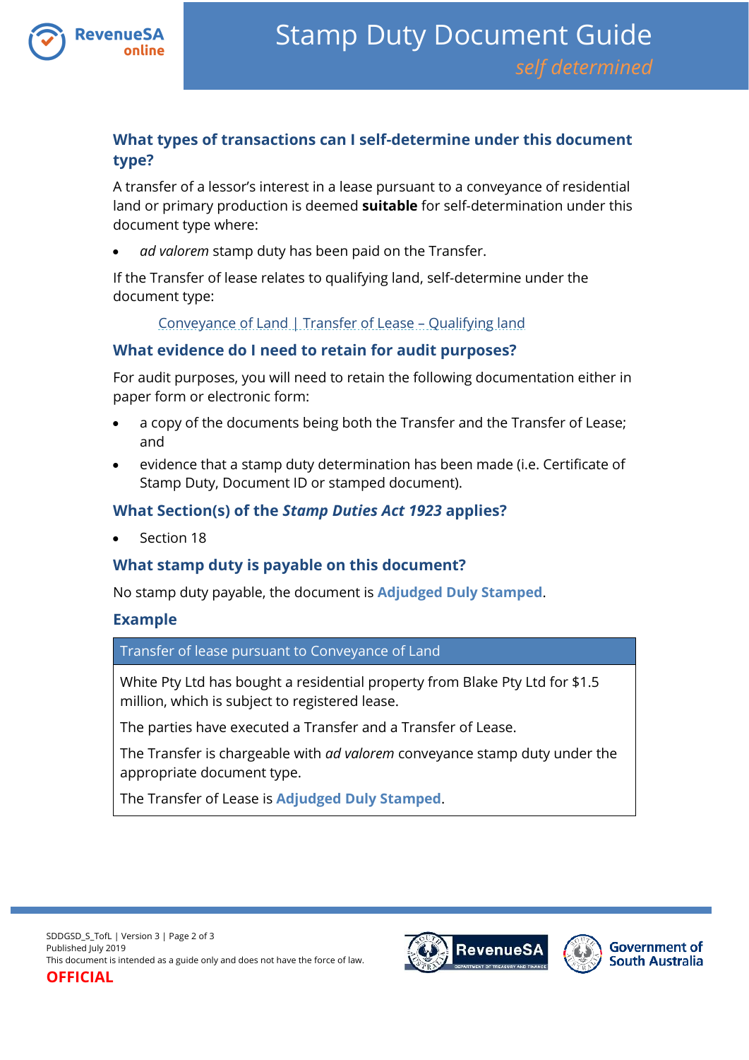## What types of transactions can I self-determine under this document type?

A transfer of a lessor's interest in a lease pursuant to a conveyance of residential land or primary production is deemed **suitable** for self-determination under this document type where:

- *ad valorem* stamp duty has been paid on the Transfer.

If the Transfer of lease relates to qualifying land, self-determine under the document type:

Conveyance of Land | Transfer of Lease – Qualifying land

## What evidence do I need to retain for audit purposes?

For audit purposes, you will need to retain the following documentation either in paper form or electronic form:

- a copy of the documents being both the Transfer and the Transfer of Lease; and
- evidence that a stamp duty determination has been made (i.e. Certificate of Stamp Duty, Document ID or stamped document).

## What Section(s) of the *Stamp Duties Act 1923* applies?

- Section 18

## What stamp duty is payable on this document?

No stamp duty payable, the document is **Adjudged Duly Stamped**.

## Example

| Transfer of lease pursuant to Conveyance of Land |
|---|
| White Pty Ltd has bought a residential property from Blake Pty Ltd for $1.5 million, which is subject to registered lease.<br><br>The parties have executed a Transfer and a Transfer of Lease.<br><br>The Transfer is chargeable with *ad valorem* conveyance stamp duty under the appropriate document type.<br><br>The Transfer of Lease is **Adjudged Duly Stamped**. |

SDDGSD_S_TofL | Version 3
Published July 2019
This document is intended as a guide only and does not have the force of law.
**OFFICIAL**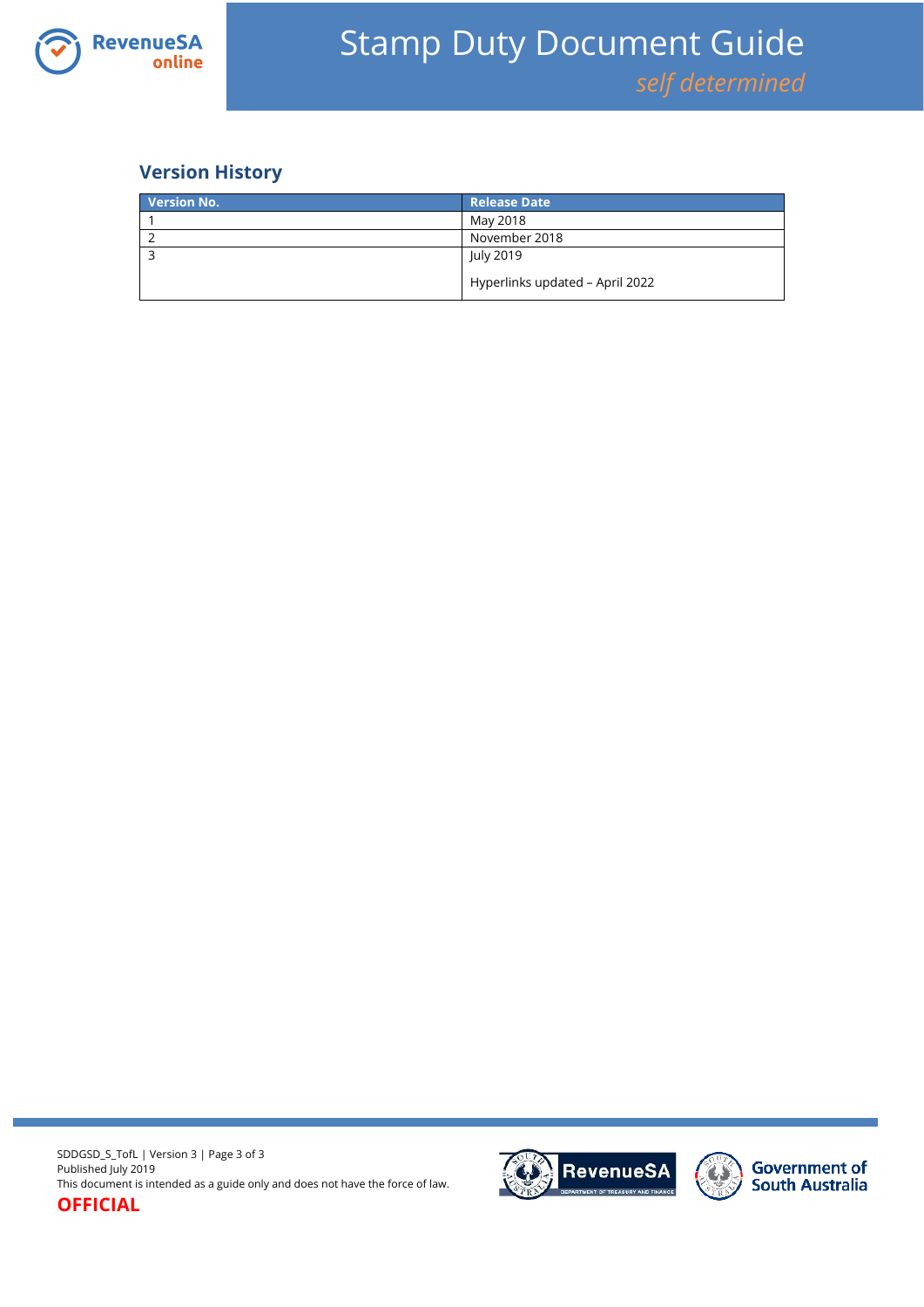## Version History

| Version No. | Release Date |
| --- | --- |
| 1 | May 2018 |
| 2 | November 2018 |
| 3 | July 2019<br><br>Hyperlinks updated – April 2022 |